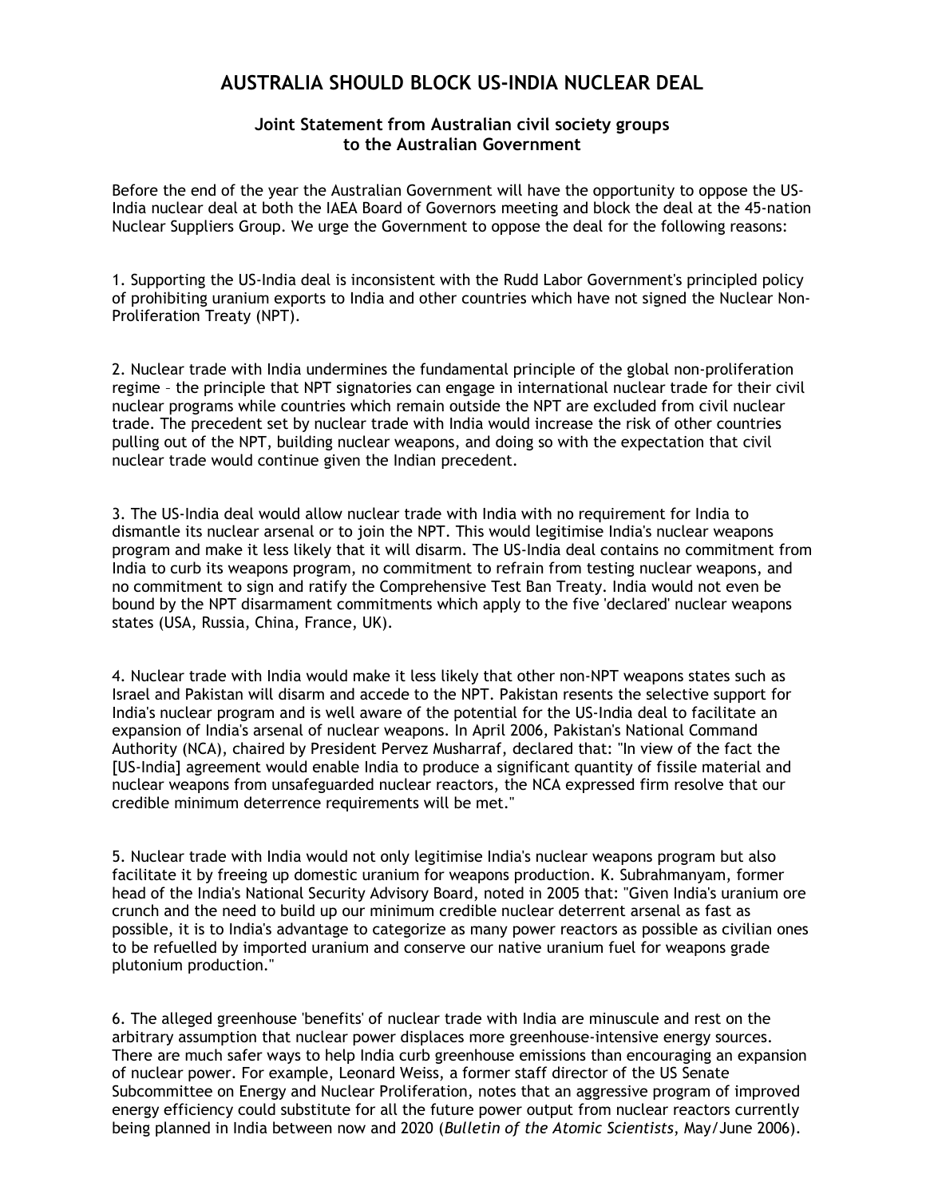# AUSTRALIA SHOULD BLOCK US-INDIA NUCLEAR DEAL

### Joint Statement from Australian civil society groups to the Australian Government

Before the end of the year the Australian Government will have the opportunity to oppose the US-India nuclear deal at both the IAEA Board of Governors meeting and block the deal at the 45-nation Nuclear Suppliers Group. We urge the Government to oppose the deal for the following reasons:

1. Supporting the US-India deal is inconsistent with the Rudd Labor Government's principled policy of prohibiting uranium exports to India and other countries which have not signed the Nuclear Non-Proliferation Treaty (NPT).

2. Nuclear trade with India undermines the fundamental principle of the global non-proliferation regime – the principle that NPT signatories can engage in international nuclear trade for their civil nuclear programs while countries which remain outside the NPT are excluded from civil nuclear trade. The precedent set by nuclear trade with India would increase the risk of other countries pulling out of the NPT, building nuclear weapons, and doing so with the expectation that civil nuclear trade would continue given the Indian precedent.

3. The US-India deal would allow nuclear trade with India with no requirement for India to dismantle its nuclear arsenal or to join the NPT. This would legitimise India's nuclear weapons program and make it less likely that it will disarm. The US-India deal contains no commitment from India to curb its weapons program, no commitment to refrain from testing nuclear weapons, and no commitment to sign and ratify the Comprehensive Test Ban Treaty. India would not even be bound by the NPT disarmament commitments which apply to the five 'declared' nuclear weapons states (USA, Russia, China, France, UK).

4. Nuclear trade with India would make it less likely that other non-NPT weapons states such as Israel and Pakistan will disarm and accede to the NPT. Pakistan resents the selective support for India's nuclear program and is well aware of the potential for the US-India deal to facilitate an expansion of India's arsenal of nuclear weapons. In April 2006, Pakistan's National Command Authority (NCA), chaired by President Pervez Musharraf, declared that: "In view of the fact the [US-India] agreement would enable India to produce a significant quantity of fissile material and nuclear weapons from unsafeguarded nuclear reactors, the NCA expressed firm resolve that our credible minimum deterrence requirements will be met."

5. Nuclear trade with India would not only legitimise India's nuclear weapons program but also facilitate it by freeing up domestic uranium for weapons production. K. Subrahmanyam, former head of the India's National Security Advisory Board, noted in 2005 that: "Given India's uranium ore crunch and the need to build up our minimum credible nuclear deterrent arsenal as fast as possible, it is to India's advantage to categorize as many power reactors as possible as civilian ones to be refuelled by imported uranium and conserve our native uranium fuel for weapons grade plutonium production."

6. The alleged greenhouse 'benefits' of nuclear trade with India are minuscule and rest on the arbitrary assumption that nuclear power displaces more greenhouse-intensive energy sources. There are much safer ways to help India curb greenhouse emissions than encouraging an expansion of nuclear power. For example, Leonard Weiss, a former staff director of the US Senate Subcommittee on Energy and Nuclear Proliferation, notes that an aggressive program of improved energy efficiency could substitute for all the future power output from nuclear reactors currently being planned in India between now and 2020 (*Bulletin of the Atomic Scientists*, May/June 2006).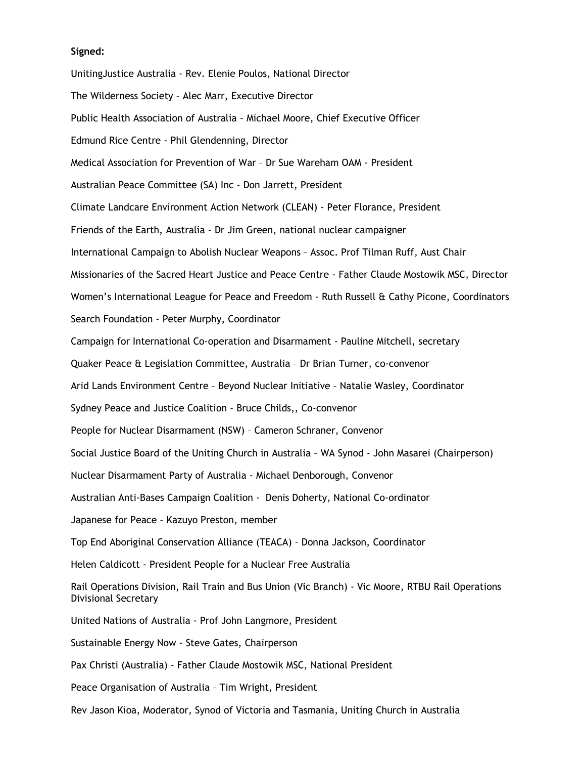**Signed:**

UnitingJustice Australia - Rev. Elenie Poulos, National Director

The Wilderness Society – Alec Marr, Executive Director

Public Health Association of Australia - Michael Moore, Chief Executive Officer

Edmund Rice Centre - Phil Glendenning, Director

Medical Association for Prevention of War – Dr Sue Wareham OAM - President

Australian Peace Committee (SA) Inc - Don Jarrett, President

Climate Landcare Environment Action Network (CLEAN) - Peter Florance, President

Friends of the Earth, Australia - Dr Jim Green, national nuclear campaigner

International Campaign to Abolish Nuclear Weapons – Assoc. Prof Tilman Ruff, Aust Chair

Missionaries of the Sacred Heart Justice and Peace Centre - Father Claude Mostowik MSC, Director

Women's International League for Peace and Freedom - Ruth Russell & Cathy Picone, Coordinators

Search Foundation - Peter Murphy, Coordinator

Campaign for International Co-operation and Disarmament - Pauline Mitchell, secretary

Quaker Peace & Legislation Committee, Australia – Dr Brian Turner, co-convenor

Arid Lands Environment Centre – Beyond Nuclear Initiative – Natalie Wasley, Coordinator

Sydney Peace and Justice Coalition - Bruce Childs,, Co-convenor

People for Nuclear Disarmament (NSW) – Cameron Schraner, Convenor

Social Justice Board of the Uniting Church in Australia – WA Synod - John Masarei (Chairperson)

Nuclear Disarmament Party of Australia - Michael Denborough, Convenor

Australian Anti-Bases Campaign Coalition - Denis Doherty, National Co-ordinator

Japanese for Peace – Kazuyo Preston, member

Top End Aboriginal Conservation Alliance (TEACA) – Donna Jackson, Coordinator

Helen Caldicott - President People for a Nuclear Free Australia

Rail Operations Division, Rail Train and Bus Union (Vic Branch) - Vic Moore, RTBU Rail Operations Divisional Secretary

United Nations of Australia - Prof John Langmore, President

Sustainable Energy Now - Steve Gates, Chairperson

Pax Christi (Australia) - Father Claude Mostowik MSC, National President

Peace Organisation of Australia – Tim Wright, President

Rev Jason Kioa, Moderator, Synod of Victoria and Tasmania, Uniting Church in Australia